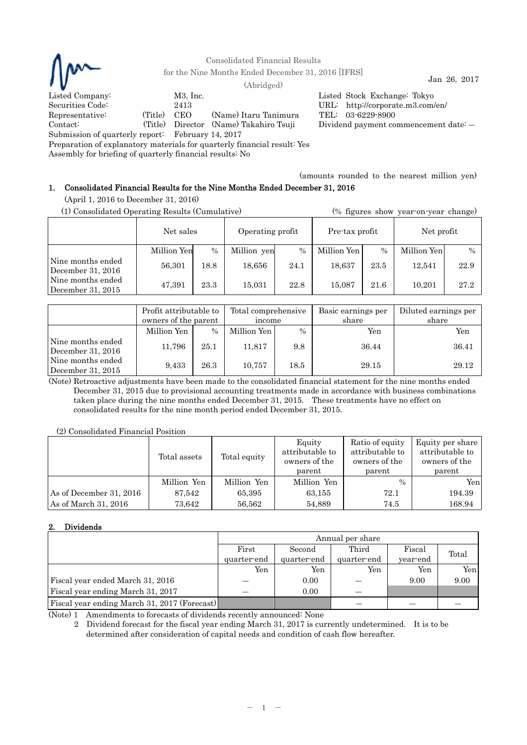Consolidated Financial Results
for the Nine Months Ended December 31, 2016 [IFRS]
(Abridged)

Jan 26, 2017

Listed Company: M3, Inc. — Listed Stock Exchange: Tokyo
Securities Code: 2413 — URL: http://corporate.m3.com/en/
Representative: (Title) CEO (Name) Itaru Tanimura — TEL: 03-6229-8900
Contact: (Title) Director (Name) Takahiro Tsuji — Dividend payment commencement date: —
Submission of quarterly report: February 14, 2017
Preparation of explanatory materials for quarterly financial result: Yes
Assembly for briefing of quarterly financial results: No

(amounts rounded to the nearest million yen)

## 1. Consolidated Financial Results for the Nine Months Ended December 31, 2016

(April 1, 2016 to December 31, 2016)

(1) Consolidated Operating Results (Cumulative) (% figures show year-on-year change)

| | Net sales | | Operating profit | | Pre-tax profit | | Net profit | |
|---|---|---|---|---|---|---|---|---|
| | Million Yen | % | Million yen | % | Million Yen | % | Million Yen | % |
| Nine months ended December 31, 2016 | 56,301 | 18.8 | 18,656 | 24.1 | 18,637 | 23.5 | 12,541 | 22.9 |
| Nine months ended December 31, 2015 | 47,391 | 23.3 | 15,031 | 22.8 | 15,087 | 21.6 | 10,201 | 27.2 |

| | Profit attributable to owners of the parent | | Total comprehensive income | | Basic earnings per share | Diluted earnings per share |
|---|---|---|---|---|---|---|
| | Million Yen | % | Million Yen | % | Yen | Yen |
| Nine months ended December 31, 2016 | 11,796 | 25.1 | 11,817 | 9.8 | 36.44 | 36.41 |
| Nine months ended December 31, 2015 | 9,433 | 26.3 | 10,757 | 18.5 | 29.15 | 29.12 |

(Note) Retroactive adjustments have been made to the consolidated financial statement for the nine months ended December 31, 2015 due to provisional accounting treatments made in accordance with business combinations taken place during the nine months ended December 31, 2015. These treatments have no effect on consolidated results for the nine month period ended December 31, 2015.

(2) Consolidated Financial Position

| | Total assets | Total equity | Equity attributable to owners of the parent | Ratio of equity attributable to owners of the parent | Equity per share attributable to owners of the parent |
|---|---|---|---|---|---|
| | Million Yen | Million Yen | Million Yen | % | Yen |
| As of December 31, 2016 | 87,542 | 65,395 | 63,155 | 72.1 | 194.39 |
| As of March 31, 2016 | 73,642 | 56,562 | 54,889 | 74.5 | 168.94 |

## 2. Dividends

| | Annual per share | | | | |
|---|---|---|---|---|---|
| | First quarter-end | Second quarter-end | Third quarter-end | Fiscal year-end | Total |
| | Yen | Yen | Yen | Yen | Yen |
| Fiscal year ended March 31, 2016 | — | 0.00 | — | 9.00 | 9.00 |
| Fiscal year ending March 31, 2017 | — | 0.00 | — | | |
| Fiscal year ending March 31, 2017 (Forecast) | | | — | — | — |

(Note) 1 Amendments to forecasts of dividends recently announced: None

2 Dividend forecast for the fiscal year ending March 31, 2017 is currently undetermined. It is to be determined after consideration of capital needs and condition of cash flow hereafter.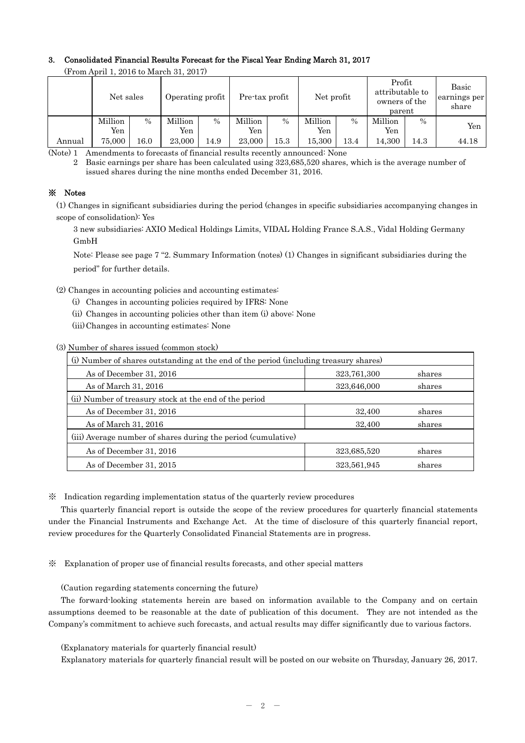### 3. Consolidated Financial Results Forecast for the Fiscal Year Ending March 31, 2017

(From April 1, 2016 to March 31, 2017)

| | Net sales | | Operating profit | | Pre-tax profit | | Net profit | | Profit attributable to owners of the parent | | Basic earnings per share |
|---|---|---|---|---|---|---|---|---|---|---|---|
| | Million Yen | % | Million Yen | % | Million Yen | % | Million Yen | % | Million Yen | % | Yen |
| Annual | 75,000 | 16.0 | 23,000 | 14.9 | 23,000 | 15.3 | 15,300 | 13.4 | 14,300 | 14.3 | 44.18 |

(Note) 1 Amendments to forecasts of financial results recently announced: None

2 Basic earnings per share has been calculated using 323,685,520 shares, which is the average number of issued shares during the nine months ended December 31, 2016.

### ※ Notes

(1) Changes in significant subsidiaries during the period (changes in specific subsidiaries accompanying changes in scope of consolidation): Yes

3 new subsidiaries: AXIO Medical Holdings Limits, VIDAL Holding France S.A.S., Vidal Holding Germany GmbH

Note: Please see page 7 "2. Summary Information (notes) (1) Changes in significant subsidiaries during the period" for further details.

(2) Changes in accounting policies and accounting estimates:

(i) Changes in accounting policies required by IFRS: None

(ii) Changes in accounting policies other than item (i) above: None

(iii) Changes in accounting estimates: None

(3) Number of shares issued (common stock)

| (i) Number of shares outstanding at the end of the period (including treasury shares) | | |
|---|---|---|
| As of December 31, 2016 | 323,761,300 | shares |
| As of March 31, 2016 | 323,646,000 | shares |
| (ii) Number of treasury stock at the end of the period | | |
| As of December 31, 2016 | 32,400 | shares |
| As of March 31, 2016 | 32,400 | shares |
| (iii) Average number of shares during the period (cumulative) | | |
| As of December 31, 2016 | 323,685,520 | shares |
| As of December 31, 2015 | 323,561,945 | shares |

※ Indication regarding implementation status of the quarterly review procedures

This quarterly financial report is outside the scope of the review procedures for quarterly financial statements under the Financial Instruments and Exchange Act. At the time of disclosure of this quarterly financial report, review procedures for the Quarterly Consolidated Financial Statements are in progress.

※ Explanation of proper use of financial results forecasts, and other special matters

(Caution regarding statements concerning the future)

The forward-looking statements herein are based on information available to the Company and on certain assumptions deemed to be reasonable at the date of publication of this document. They are not intended as the Company's commitment to achieve such forecasts, and actual results may differ significantly due to various factors.

(Explanatory materials for quarterly financial result)

Explanatory materials for quarterly financial result will be posted on our website on Thursday, January 26, 2017.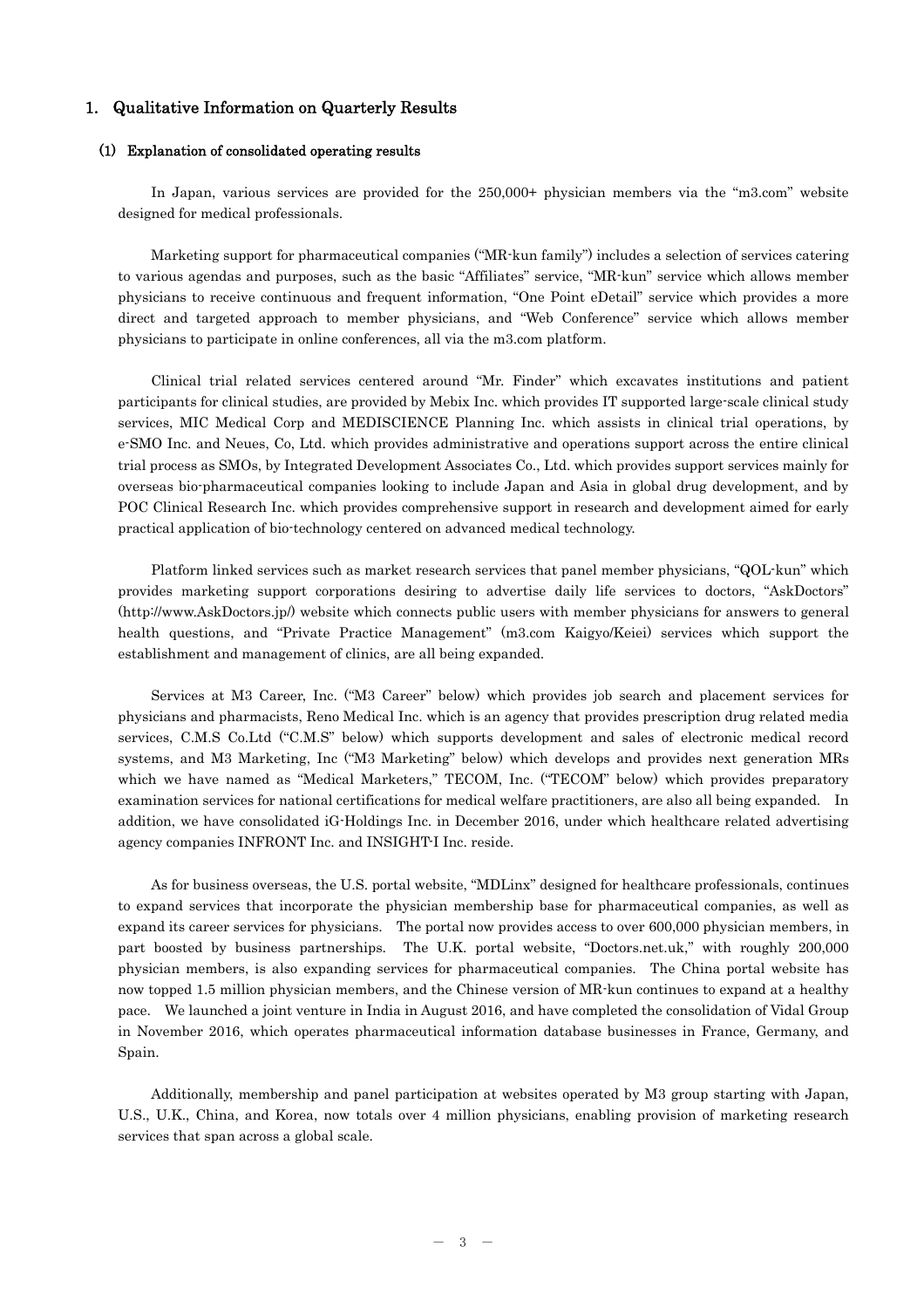## 1. Qualitative Information on Quarterly Results

### (1) Explanation of consolidated operating results

In Japan, various services are provided for the 250,000+ physician members via the "m3.com" website designed for medical professionals.

Marketing support for pharmaceutical companies ("MR-kun family") includes a selection of services catering to various agendas and purposes, such as the basic "Affiliates" service, "MR-kun" service which allows member physicians to receive continuous and frequent information, "One Point eDetail" service which provides a more direct and targeted approach to member physicians, and "Web Conference" service which allows member physicians to participate in online conferences, all via the m3.com platform.

Clinical trial related services centered around "Mr. Finder" which excavates institutions and patient participants for clinical studies, are provided by Mebix Inc. which provides IT supported large-scale clinical study services, MIC Medical Corp and MEDISCIENCE Planning Inc. which assists in clinical trial operations, by e-SMO Inc. and Neues, Co, Ltd. which provides administrative and operations support across the entire clinical trial process as SMOs, by Integrated Development Associates Co., Ltd. which provides support services mainly for overseas bio-pharmaceutical companies looking to include Japan and Asia in global drug development, and by POC Clinical Research Inc. which provides comprehensive support in research and development aimed for early practical application of bio-technology centered on advanced medical technology.

Platform linked services such as market research services that panel member physicians, "QOL-kun" which provides marketing support corporations desiring to advertise daily life services to doctors, "AskDoctors" (http://www.AskDoctors.jp/) website which connects public users with member physicians for answers to general health questions, and "Private Practice Management" (m3.com Kaigyo/Keiei) services which support the establishment and management of clinics, are all being expanded.

Services at M3 Career, Inc. ("M3 Career" below) which provides job search and placement services for physicians and pharmacists, Reno Medical Inc. which is an agency that provides prescription drug related media services, C.M.S Co.Ltd ("C.M.S" below) which supports development and sales of electronic medical record systems, and M3 Marketing, Inc ("M3 Marketing" below) which develops and provides next generation MRs which we have named as "Medical Marketers," TECOM, Inc. ("TECOM" below) which provides preparatory examination services for national certifications for medical welfare practitioners, are also all being expanded. In addition, we have consolidated iG-Holdings Inc. in December 2016, under which healthcare related advertising agency companies INFRONT Inc. and INSIGHT-I Inc. reside.

As for business overseas, the U.S. portal website, "MDLinx" designed for healthcare professionals, continues to expand services that incorporate the physician membership base for pharmaceutical companies, as well as expand its career services for physicians. The portal now provides access to over 600,000 physician members, in part boosted by business partnerships. The U.K. portal website, "Doctors.net.uk," with roughly 200,000 physician members, is also expanding services for pharmaceutical companies. The China portal website has now topped 1.5 million physician members, and the Chinese version of MR-kun continues to expand at a healthy pace. We launched a joint venture in India in August 2016, and have completed the consolidation of Vidal Group in November 2016, which operates pharmaceutical information database businesses in France, Germany, and Spain.

Additionally, membership and panel participation at websites operated by M3 group starting with Japan, U.S., U.K., China, and Korea, now totals over 4 million physicians, enabling provision of marketing research services that span across a global scale.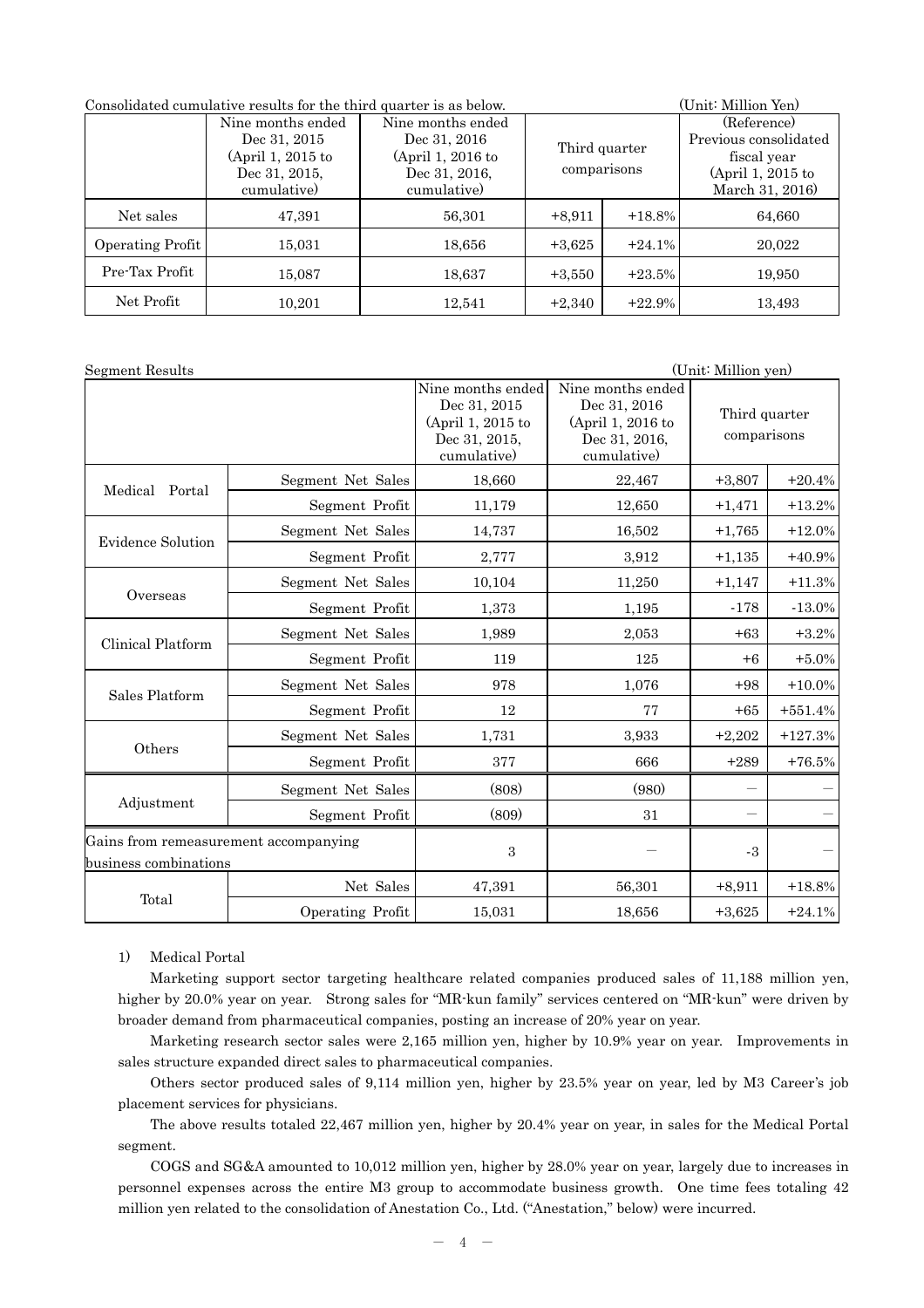Consolidated cumulative results for the third quarter is as below. (Unit: Million Yen)

| | Nine months ended Dec 31, 2015 (April 1, 2015 to Dec 31, 2015, cumulative) | Nine months ended Dec 31, 2016 (April 1, 2016 to Dec 31, 2016, cumulative) | Third quarter comparisons | | (Reference) Previous consolidated fiscal year (April 1, 2015 to March 31, 2016) |
|---|---|---|---|---|---|
| Net sales | 47,391 | 56,301 | +8,911 | +18.8% | 64,660 |
| Operating Profit | 15,031 | 18,656 | +3,625 | +24.1% | 20,022 |
| Pre-Tax Profit | 15,087 | 18,637 | +3,550 | +23.5% | 19,950 |
| Net Profit | 10,201 | 12,541 | +2,340 | +22.9% | 13,493 |

Segment Results (Unit: Million yen)

| | | Nine months ended Dec 31, 2015 (April 1, 2015 to Dec 31, 2015, cumulative) | Nine months ended Dec 31, 2016 (April 1, 2016 to Dec 31, 2016, cumulative) | Third quarter comparisons | |
|---|---|---|---|---|---|
| Medical Portal | Segment Net Sales | 18,660 | 22,467 | +3,807 | +20.4% |
| | Segment Profit | 11,179 | 12,650 | +1,471 | +13.2% |
| Evidence Solution | Segment Net Sales | 14,737 | 16,502 | +1,765 | +12.0% |
| | Segment Profit | 2,777 | 3,912 | +1,135 | +40.9% |
| Overseas | Segment Net Sales | 10,104 | 11,250 | +1,147 | +11.3% |
| | Segment Profit | 1,373 | 1,195 | -178 | -13.0% |
| Clinical Platform | Segment Net Sales | 1,989 | 2,053 | +63 | +3.2% |
| | Segment Profit | 119 | 125 | +6 | +5.0% |
| Sales Platform | Segment Net Sales | 978 | 1,076 | +98 | +10.0% |
| | Segment Profit | 12 | 77 | +65 | +551.4% |
| Others | Segment Net Sales | 1,731 | 3,933 | +2,202 | +127.3% |
| | Segment Profit | 377 | 666 | +289 | +76.5% |
| Adjustment | Segment Net Sales | (808) | (980) | — | — |
| | Segment Profit | (809) | 31 | — | — |
| Gains from remeasurement accompanying business combinations | | 3 | — | -3 | — |
| Total | Net Sales | 47,391 | 56,301 | +8,911 | +18.8% |
| | Operating Profit | 15,031 | 18,656 | +3,625 | +24.1% |

1) Medical Portal

Marketing support sector targeting healthcare related companies produced sales of 11,188 million yen, higher by 20.0% year on year. Strong sales for "MR-kun family" services centered on "MR-kun" were driven by broader demand from pharmaceutical companies, posting an increase of 20% year on year.

Marketing research sector sales were 2,165 million yen, higher by 10.9% year on year. Improvements in sales structure expanded direct sales to pharmaceutical companies.

Others sector produced sales of 9,114 million yen, higher by 23.5% year on year, led by M3 Career's job placement services for physicians.

The above results totaled 22,467 million yen, higher by 20.4% year on year, in sales for the Medical Portal segment.

COGS and SG&A amounted to 10,012 million yen, higher by 28.0% year on year, largely due to increases in personnel expenses across the entire M3 group to accommodate business growth. One time fees totaling 42 million yen related to the consolidation of Anestation Co., Ltd. ("Anestation," below) were incurred.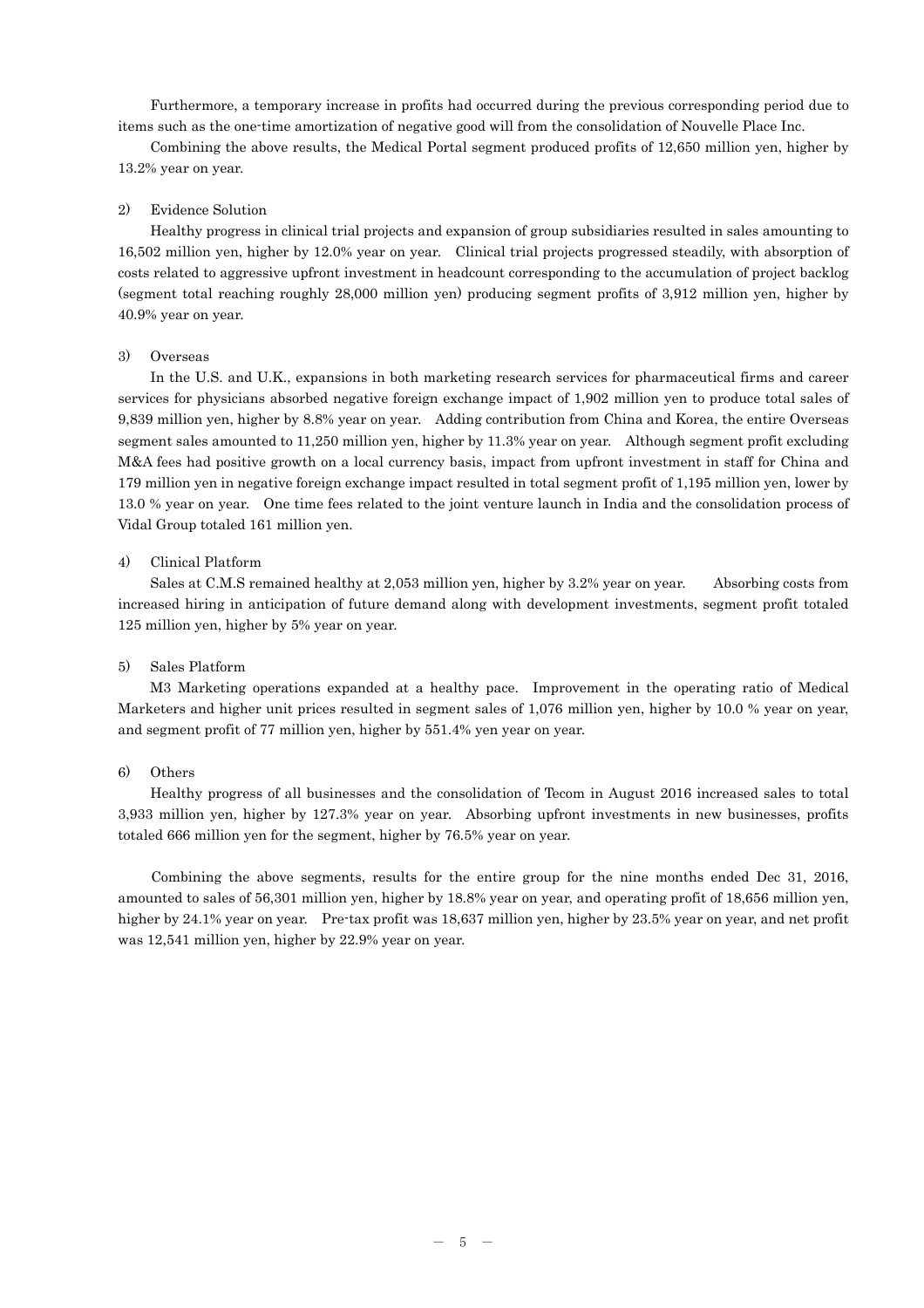Furthermore, a temporary increase in profits had occurred during the previous corresponding period due to items such as the one-time amortization of negative good will from the consolidation of Nouvelle Place Inc.

Combining the above results, the Medical Portal segment produced profits of 12,650 million yen, higher by 13.2% year on year.

2) Evidence Solution

Healthy progress in clinical trial projects and expansion of group subsidiaries resulted in sales amounting to 16,502 million yen, higher by 12.0% year on year. Clinical trial projects progressed steadily, with absorption of costs related to aggressive upfront investment in headcount corresponding to the accumulation of project backlog (segment total reaching roughly 28,000 million yen) producing segment profits of 3,912 million yen, higher by 40.9% year on year.

3) Overseas

In the U.S. and U.K., expansions in both marketing research services for pharmaceutical firms and career services for physicians absorbed negative foreign exchange impact of 1,902 million yen to produce total sales of 9,839 million yen, higher by 8.8% year on year. Adding contribution from China and Korea, the entire Overseas segment sales amounted to 11,250 million yen, higher by 11.3% year on year. Although segment profit excluding M&A fees had positive growth on a local currency basis, impact from upfront investment in staff for China and 179 million yen in negative foreign exchange impact resulted in total segment profit of 1,195 million yen, lower by 13.0 % year on year. One time fees related to the joint venture launch in India and the consolidation process of Vidal Group totaled 161 million yen.

4) Clinical Platform

Sales at C.M.S remained healthy at 2,053 million yen, higher by 3.2% year on year. Absorbing costs from increased hiring in anticipation of future demand along with development investments, segment profit totaled 125 million yen, higher by 5% year on year.

5) Sales Platform

M3 Marketing operations expanded at a healthy pace. Improvement in the operating ratio of Medical Marketers and higher unit prices resulted in segment sales of 1,076 million yen, higher by 10.0 % year on year, and segment profit of 77 million yen, higher by 551.4% yen year on year.

6) Others

Healthy progress of all businesses and the consolidation of Tecom in August 2016 increased sales to total 3,933 million yen, higher by 127.3% year on year. Absorbing upfront investments in new businesses, profits totaled 666 million yen for the segment, higher by 76.5% year on year.

Combining the above segments, results for the entire group for the nine months ended Dec 31, 2016, amounted to sales of 56,301 million yen, higher by 18.8% year on year, and operating profit of 18,656 million yen, higher by 24.1% year on year. Pre-tax profit was 18,637 million yen, higher by 23.5% year on year, and net profit was 12,541 million yen, higher by 22.9% year on year.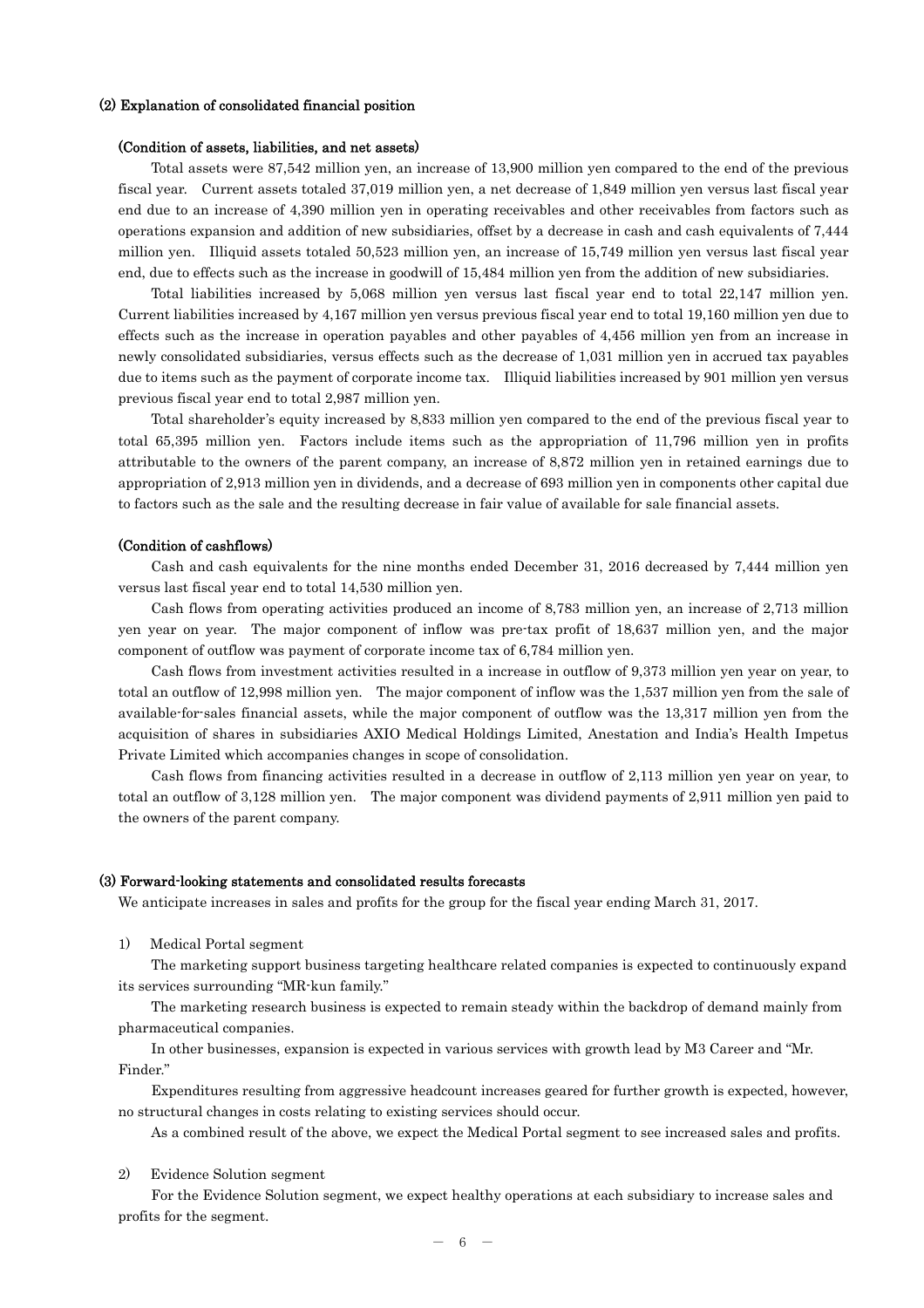### (2) Explanation of consolidated financial position

#### (Condition of assets, liabilities, and net assets)

Total assets were 87,542 million yen, an increase of 13,900 million yen compared to the end of the previous fiscal year. Current assets totaled 37,019 million yen, a net decrease of 1,849 million yen versus last fiscal year end due to an increase of 4,390 million yen in operating receivables and other receivables from factors such as operations expansion and addition of new subsidiaries, offset by a decrease in cash and cash equivalents of 7,444 million yen. Illiquid assets totaled 50,523 million yen, an increase of 15,749 million yen versus last fiscal year end, due to effects such as the increase in goodwill of 15,484 million yen from the addition of new subsidiaries.

Total liabilities increased by 5,068 million yen versus last fiscal year end to total 22,147 million yen. Current liabilities increased by 4,167 million yen versus previous fiscal year end to total 19,160 million yen due to effects such as the increase in operation payables and other payables of 4,456 million yen from an increase in newly consolidated subsidiaries, versus effects such as the decrease of 1,031 million yen in accrued tax payables due to items such as the payment of corporate income tax. Illiquid liabilities increased by 901 million yen versus previous fiscal year end to total 2,987 million yen.

Total shareholder's equity increased by 8,833 million yen compared to the end of the previous fiscal year to total 65,395 million yen. Factors include items such as the appropriation of 11,796 million yen in profits attributable to the owners of the parent company, an increase of 8,872 million yen in retained earnings due to appropriation of 2,913 million yen in dividends, and a decrease of 693 million yen in components other capital due to factors such as the sale and the resulting decrease in fair value of available for sale financial assets.

#### (Condition of cashflows)

Cash and cash equivalents for the nine months ended December 31, 2016 decreased by 7,444 million yen versus last fiscal year end to total 14,530 million yen.

Cash flows from operating activities produced an income of 8,783 million yen, an increase of 2,713 million yen year on year. The major component of inflow was pre-tax profit of 18,637 million yen, and the major component of outflow was payment of corporate income tax of 6,784 million yen.

Cash flows from investment activities resulted in a increase in outflow of 9,373 million yen year on year, to total an outflow of 12,998 million yen. The major component of inflow was the 1,537 million yen from the sale of available-for-sales financial assets, while the major component of outflow was the 13,317 million yen from the acquisition of shares in subsidiaries AXIO Medical Holdings Limited, Anestation and India's Health Impetus Private Limited which accompanies changes in scope of consolidation.

Cash flows from financing activities resulted in a decrease in outflow of 2,113 million yen year on year, to total an outflow of 3,128 million yen. The major component was dividend payments of 2,911 million yen paid to the owners of the parent company.

### (3) Forward-looking statements and consolidated results forecasts

We anticipate increases in sales and profits for the group for the fiscal year ending March 31, 2017.

1) Medical Portal segment

The marketing support business targeting healthcare related companies is expected to continuously expand its services surrounding "MR-kun family."

The marketing research business is expected to remain steady within the backdrop of demand mainly from pharmaceutical companies.

In other businesses, expansion is expected in various services with growth lead by M3 Career and "Mr. Finder."

Expenditures resulting from aggressive headcount increases geared for further growth is expected, however, no structural changes in costs relating to existing services should occur.

As a combined result of the above, we expect the Medical Portal segment to see increased sales and profits.

2) Evidence Solution segment

For the Evidence Solution segment, we expect healthy operations at each subsidiary to increase sales and profits for the segment.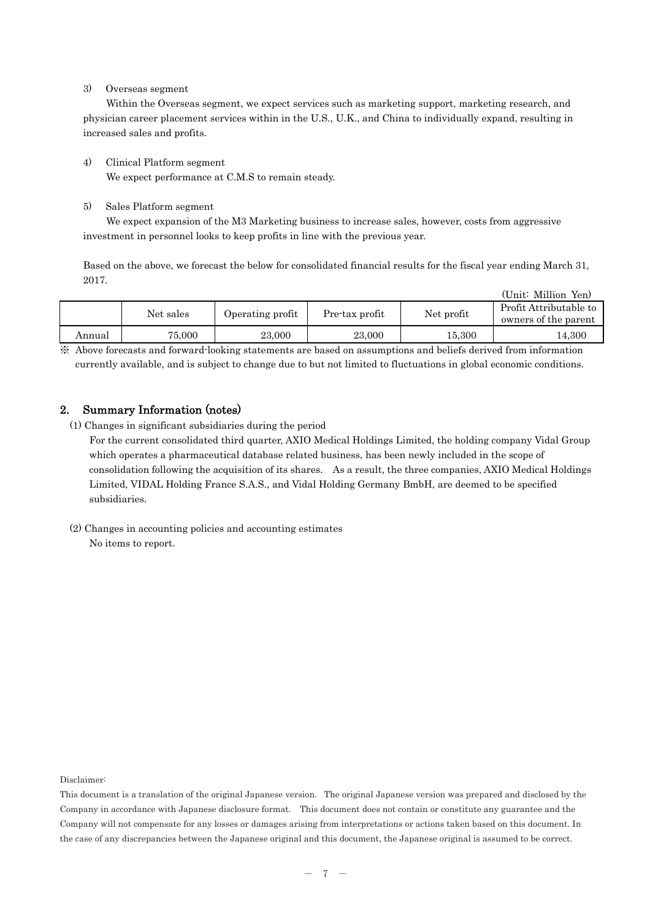3) Overseas segment

Within the Overseas segment, we expect services such as marketing support, marketing research, and physician career placement services within in the U.S., U.K., and China to individually expand, resulting in increased sales and profits.

4) Clinical Platform segment

We expect performance at C.M.S to remain steady.

5) Sales Platform segment

We expect expansion of the M3 Marketing business to increase sales, however, costs from aggressive investment in personnel looks to keep profits in line with the previous year.

Based on the above, we forecast the below for consolidated financial results for the fiscal year ending March 31, 2017.

(Unit: Million Yen)

| | Net sales | Operating profit | Pre-tax profit | Net profit | Profit Attributable to owners of the parent |
|---|---|---|---|---|---|
| Annual | 75,000 | 23,000 | 23,000 | 15,300 | 14,300 |

※ Above forecasts and forward-looking statements are based on assumptions and beliefs derived from information currently available, and is subject to change due to but not limited to fluctuations in global economic conditions.

## 2. Summary Information (notes)

(1) Changes in significant subsidiaries during the period

For the current consolidated third quarter, AXIO Medical Holdings Limited, the holding company Vidal Group which operates a pharmaceutical database related business, has been newly included in the scope of consolidation following the acquisition of its shares. As a result, the three companies, AXIO Medical Holdings Limited, VIDAL Holding France S.A.S., and Vidal Holding Germany BmbH, are deemed to be specified subsidiaries.

(2) Changes in accounting policies and accounting estimates

No items to report.

Disclaimer:

This document is a translation of the original Japanese version. The original Japanese version was prepared and disclosed by the Company in accordance with Japanese disclosure format. This document does not contain or constitute any guarantee and the Company will not compensate for any losses or damages arising from interpretations or actions taken based on this document. In the case of any discrepancies between the Japanese original and this document, the Japanese original is assumed to be correct.